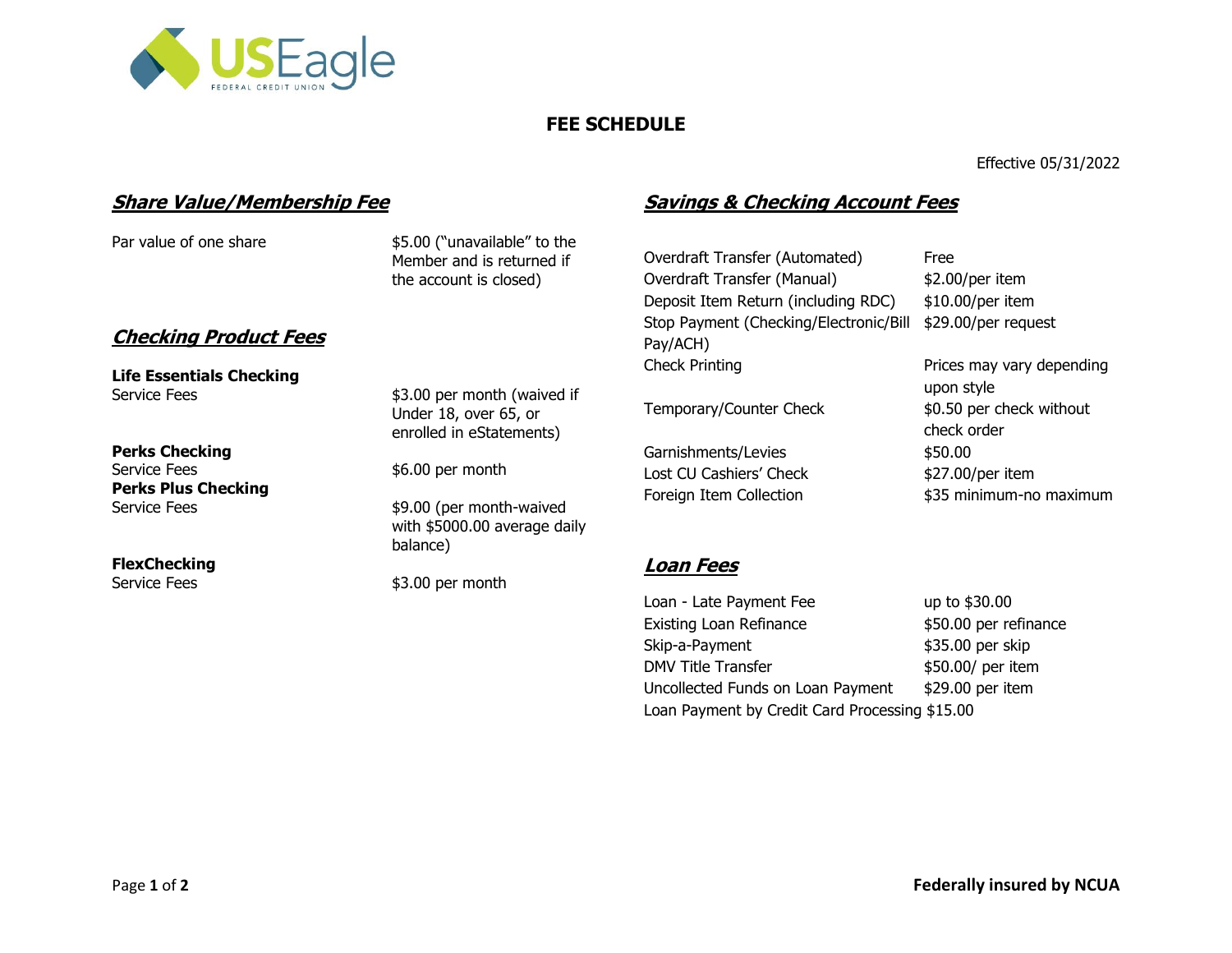USEagle FEDERAL CREDIT UNION

# FEE SCHEDULE

Effective 05/31/2022

## *Share Value/Membership Fee*

| | |
|---|---|
| Par value of one share | $5.00 ("unavailable" to the Member and is returned if the account is closed) |

## *Checking Product Fees*

| | |
|---|---|
| **Life Essentials Checking** | |
| Service Fees | $3.00 per month (waived if Under 18, over 65, or enrolled in eStatements) |
| **Perks Checking** | |
| Service Fees | $6.00 per month |
| **Perks Plus Checking** | |
| Service Fees | $9.00 (per month-waived with $5000.00 average daily balance) |
| **FlexChecking** | |
| Service Fees | $3.00 per month |

## *Savings & Checking Account Fees*

| | |
|---|---|
| Overdraft Transfer (Automated) | Free |
| Overdraft Transfer (Manual) | $2.00/per item |
| Deposit Item Return (including RDC) | $10.00/per item |
| Stop Payment (Checking/Electronic/Bill Pay/ACH) | $29.00/per request |
| Check Printing | Prices may vary depending upon style |
| Temporary/Counter Check | $0.50 per check without check order |
| Garnishments/Levies | $50.00 |
| Lost CU Cashiers' Check | $27.00/per item |
| Foreign Item Collection | $35 minimum-no maximum |

## *Loan Fees*

| | |
|---|---|
| Loan - Late Payment Fee | up to $30.00 |
| Existing Loan Refinance | $50.00 per refinance |
| Skip-a-Payment | $35.00 per skip |
| DMV Title Transfer | $50.00/ per item |
| Uncollected Funds on Loan Payment | $29.00 per item |
| Loan Payment by Credit Card Processing | $15.00 |

**Federally insured by NCUA**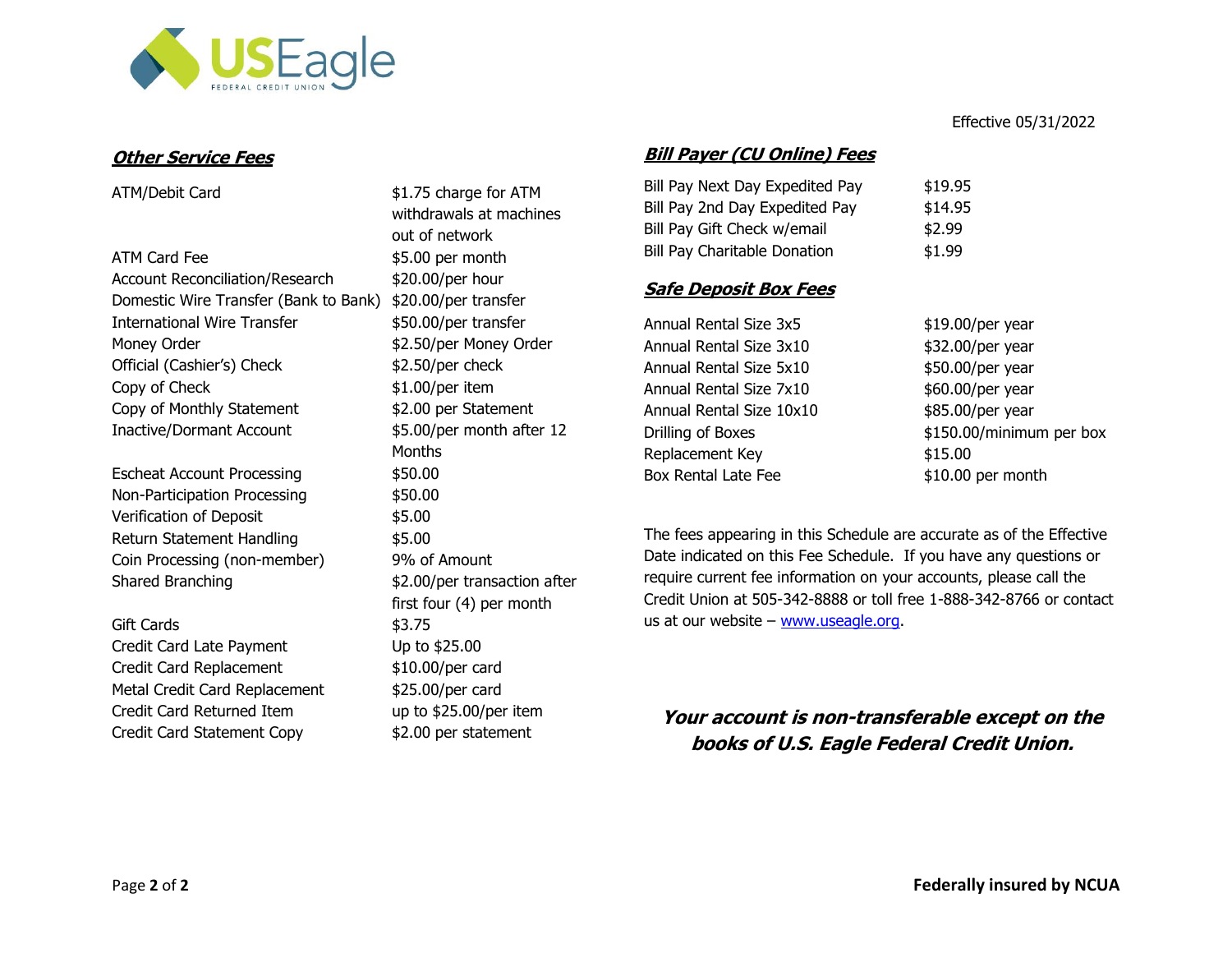USEagle FEDERAL CREDIT UNION

Effective 05/31/2022

## ***Other Service Fees***

| | |
|---|---|
| ATM/Debit Card | $1.75 charge for ATM withdrawals at machines out of network |
| ATM Card Fee | $5.00 per month |
| Account Reconciliation/Research | $20.00/per hour |
| Domestic Wire Transfer (Bank to Bank) | $20.00/per transfer |
| International Wire Transfer | $50.00/per transfer |
| Money Order | $2.50/per Money Order |
| Official (Cashier's) Check | $2.50/per check |
| Copy of Check | $1.00/per item |
| Copy of Monthly Statement | $2.00 per Statement |
| Inactive/Dormant Account | $5.00/per month after 12 Months |
| Escheat Account Processing | $50.00 |
| Non-Participation Processing | $50.00 |
| Verification of Deposit | $5.00 |
| Return Statement Handling | $5.00 |
| Coin Processing (non-member) | 9% of Amount |
| Shared Branching | $2.00/per transaction after first four (4) per month |
| Gift Cards | $3.75 |
| Credit Card Late Payment | Up to $25.00 |
| Credit Card Replacement | $10.00/per card |
| Metal Credit Card Replacement | $25.00/per card |
| Credit Card Returned Item | up to $25.00/per item |
| Credit Card Statement Copy | $2.00 per statement |

## ***Bill Payer (CU Online) Fees***

| | |
|---|---|
| Bill Pay Next Day Expedited Pay | $19.95 |
| Bill Pay 2nd Day Expedited Pay | $14.95 |
| Bill Pay Gift Check w/email | $2.99 |
| Bill Pay Charitable Donation | $1.99 |

## ***Safe Deposit Box Fees***

| | |
|---|---|
| Annual Rental Size 3x5 | $19.00/per year |
| Annual Rental Size 3x10 | $32.00/per year |
| Annual Rental Size 5x10 | $50.00/per year |
| Annual Rental Size 7x10 | $60.00/per year |
| Annual Rental Size 10x10 | $85.00/per year |
| Drilling of Boxes | $150.00/minimum per box |
| Replacement Key | $15.00 |
| Box Rental Late Fee | $10.00 per month |

The fees appearing in this Schedule are accurate as of the Effective Date indicated on this Fee Schedule. If you have any questions or require current fee information on your accounts, please call the Credit Union at 505-342-8888 or toll free 1-888-342-8766 or contact us at our website – www.useagle.org.

***Your account is non-transferable except on the books of U.S. Eagle Federal Credit Union.***

**Federally insured by NCUA**